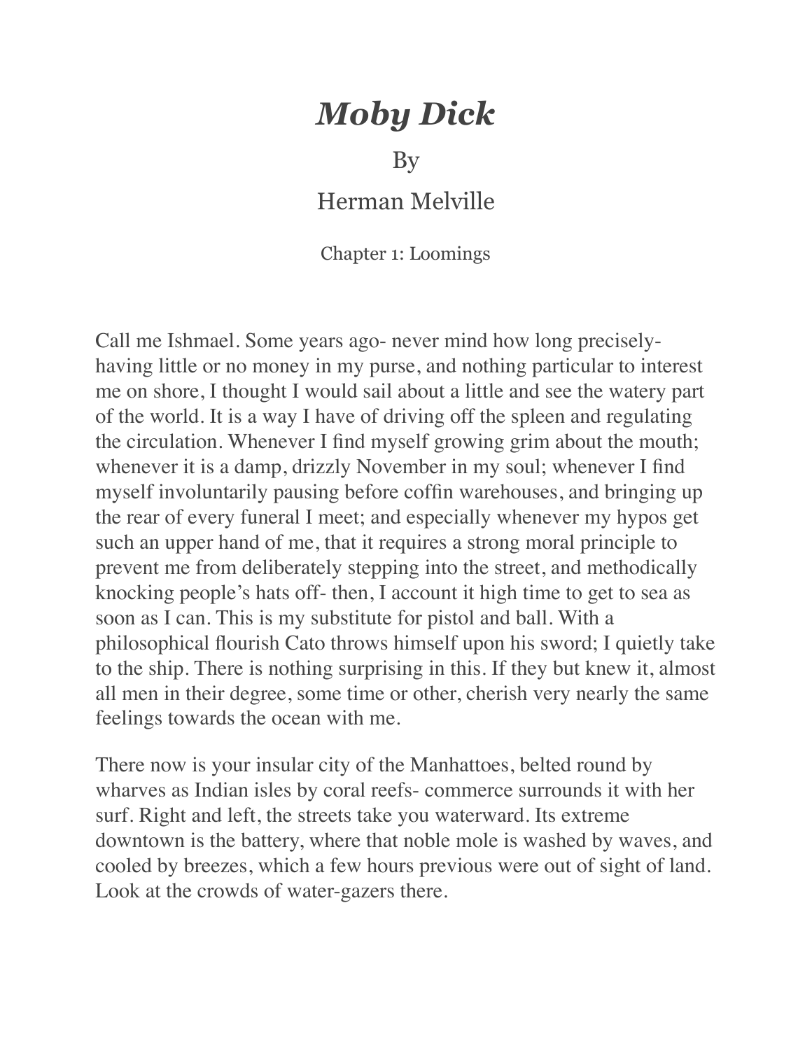# *Moby Dick*

By

Herman Melville

## Chapter 1: Loomings

Call me Ishmael. Some years ago- never mind how long precisely- having little or no money in my purse, and nothing particular to interest me on shore, I thought I would sail about a little and see the watery part of the world. It is a way I have of driving off the spleen and regulating the circulation. Whenever I find myself growing grim about the mouth; whenever it is a damp, drizzly November in my soul; whenever I find myself involuntarily pausing before coffin warehouses, and bringing up the rear of every funeral I meet; and especially whenever my hypos get such an upper hand of me, that it requires a strong moral principle to prevent me from deliberately stepping into the street, and methodically knocking people's hats off- then, I account it high time to get to sea as soon as I can. This is my substitute for pistol and ball. With a philosophical flourish Cato throws himself upon his sword; I quietly take to the ship. There is nothing surprising in this. If they but knew it, almost all men in their degree, some time or other, cherish very nearly the same feelings towards the ocean with me.

There now is your insular city of the Manhattoes, belted round by wharves as Indian isles by coral reefs- commerce surrounds it with her surf. Right and left, the streets take you waterward. Its extreme downtown is the battery, where that noble mole is washed by waves, and cooled by breezes, which a few hours previous were out of sight of land. Look at the crowds of water-gazers there.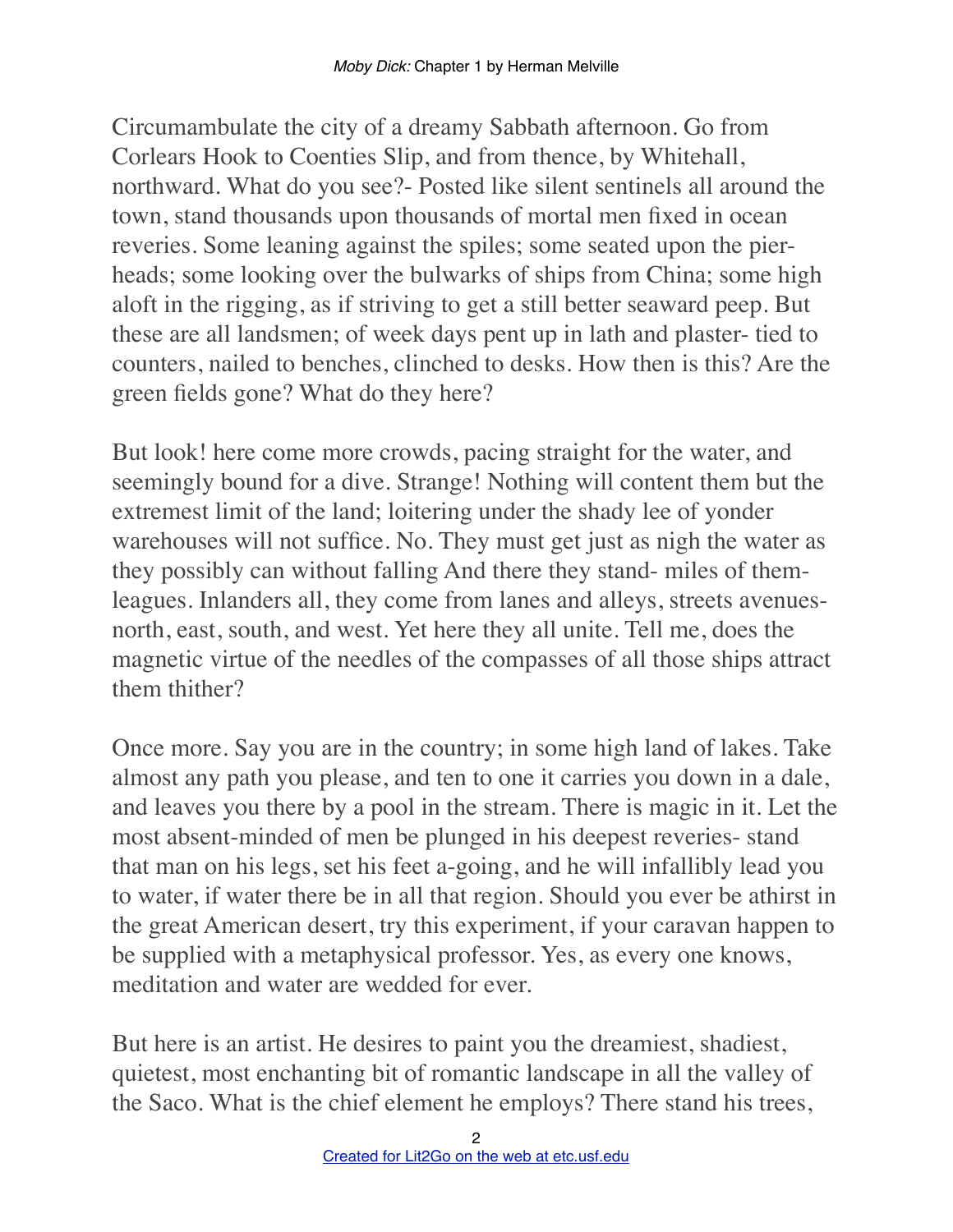Circumambulate the city of a dreamy Sabbath afternoon. Go from Corlears Hook to Coenties Slip, and from thence, by Whitehall, northward. What do you see?- Posted like silent sentinels all around the town, stand thousands upon thousands of mortal men fixed in ocean reveries. Some leaning against the spiles; some seated upon the pier-heads; some looking over the bulwarks of ships from China; some high aloft in the rigging, as if striving to get a still better seaward peep. But these are all landsmen; of week days pent up in lath and plaster- tied to counters, nailed to benches, clinched to desks. How then is this? Are the green fields gone? What do they here?

But look! here come more crowds, pacing straight for the water, and seemingly bound for a dive. Strange! Nothing will content them but the extremest limit of the land; loitering under the shady lee of yonder warehouses will not suffice. No. They must get just as nigh the water as they possibly can without falling And there they stand- miles of them-leagues. Inlanders all, they come from lanes and alleys, streets avenues-north, east, south, and west. Yet here they all unite. Tell me, does the magnetic virtue of the needles of the compasses of all those ships attract them thither?

Once more. Say you are in the country; in some high land of lakes. Take almost any path you please, and ten to one it carries you down in a dale, and leaves you there by a pool in the stream. There is magic in it. Let the most absent-minded of men be plunged in his deepest reveries- stand that man on his legs, set his feet a-going, and he will infallibly lead you to water, if water there be in all that region. Should you ever be athirst in the great American desert, try this experiment, if your caravan happen to be supplied with a metaphysical professor. Yes, as every one knows, meditation and water are wedded for ever.

But here is an artist. He desires to paint you the dreamiest, shadiest, quietest, most enchanting bit of romantic landscape in all the valley of the Saco. What is the chief element he employs? There stand his trees,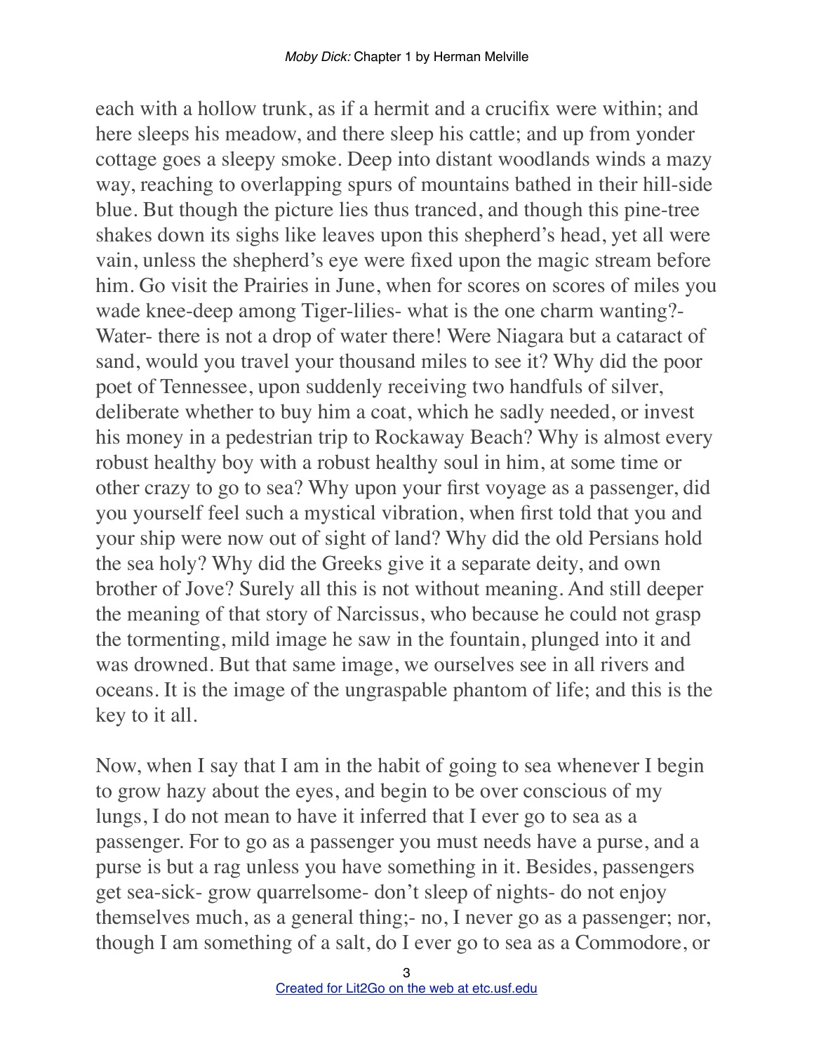each with a hollow trunk, as if a hermit and a crucifix were within; and here sleeps his meadow, and there sleep his cattle; and up from yonder cottage goes a sleepy smoke. Deep into distant woodlands winds a mazy way, reaching to overlapping spurs of mountains bathed in their hill-side blue. But though the picture lies thus tranced, and though this pine-tree shakes down its sighs like leaves upon this shepherd's head, yet all were vain, unless the shepherd's eye were fixed upon the magic stream before him. Go visit the Prairies in June, when for scores on scores of miles you wade knee-deep among Tiger-lilies- what is the one charm wanting?- Water- there is not a drop of water there! Were Niagara but a cataract of sand, would you travel your thousand miles to see it? Why did the poor poet of Tennessee, upon suddenly receiving two handfuls of silver, deliberate whether to buy him a coat, which he sadly needed, or invest his money in a pedestrian trip to Rockaway Beach? Why is almost every robust healthy boy with a robust healthy soul in him, at some time or other crazy to go to sea? Why upon your first voyage as a passenger, did you yourself feel such a mystical vibration, when first told that you and your ship were now out of sight of land? Why did the old Persians hold the sea holy? Why did the Greeks give it a separate deity, and own brother of Jove? Surely all this is not without meaning. And still deeper the meaning of that story of Narcissus, who because he could not grasp the tormenting, mild image he saw in the fountain, plunged into it and was drowned. But that same image, we ourselves see in all rivers and oceans. It is the image of the ungraspable phantom of life; and this is the key to it all.

Now, when I say that I am in the habit of going to sea whenever I begin to grow hazy about the eyes, and begin to be over conscious of my lungs, I do not mean to have it inferred that I ever go to sea as a passenger. For to go as a passenger you must needs have a purse, and a purse is but a rag unless you have something in it. Besides, passengers get sea-sick- grow quarrelsome- don't sleep of nights- do not enjoy themselves much, as a general thing;- no, I never go as a passenger; nor, though I am something of a salt, do I ever go to sea as a Commodore, or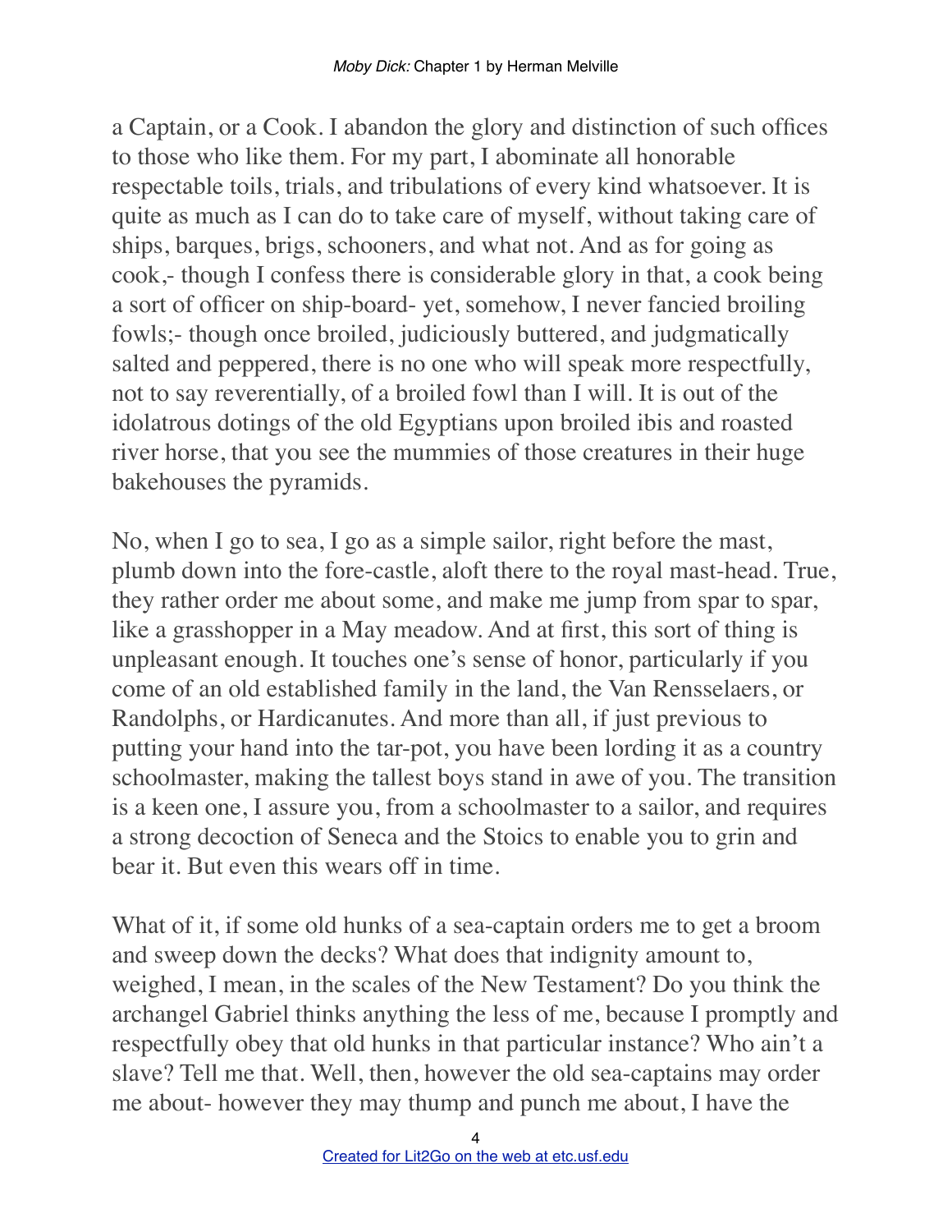a Captain, or a Cook. I abandon the glory and distinction of such offices to those who like them. For my part, I abominate all honorable respectable toils, trials, and tribulations of every kind whatsoever. It is quite as much as I can do to take care of myself, without taking care of ships, barques, brigs, schooners, and what not. And as for going as cook,- though I confess there is considerable glory in that, a cook being a sort of officer on ship-board- yet, somehow, I never fancied broiling fowls;- though once broiled, judiciously buttered, and judgmatically salted and peppered, there is no one who will speak more respectfully, not to say reverentially, of a broiled fowl than I will. It is out of the idolatrous dotings of the old Egyptians upon broiled ibis and roasted river horse, that you see the mummies of those creatures in their huge bakehouses the pyramids.

No, when I go to sea, I go as a simple sailor, right before the mast, plumb down into the fore-castle, aloft there to the royal mast-head. True, they rather order me about some, and make me jump from spar to spar, like a grasshopper in a May meadow. And at first, this sort of thing is unpleasant enough. It touches one's sense of honor, particularly if you come of an old established family in the land, the Van Rensselaers, or Randolphs, or Hardicanutes. And more than all, if just previous to putting your hand into the tar-pot, you have been lording it as a country schoolmaster, making the tallest boys stand in awe of you. The transition is a keen one, I assure you, from a schoolmaster to a sailor, and requires a strong decoction of Seneca and the Stoics to enable you to grin and bear it. But even this wears off in time.

What of it, if some old hunks of a sea-captain orders me to get a broom and sweep down the decks? What does that indignity amount to, weighed, I mean, in the scales of the New Testament? Do you think the archangel Gabriel thinks anything the less of me, because I promptly and respectfully obey that old hunks in that particular instance? Who ain't a slave? Tell me that. Well, then, however the old sea-captains may order me about- however they may thump and punch me about, I have the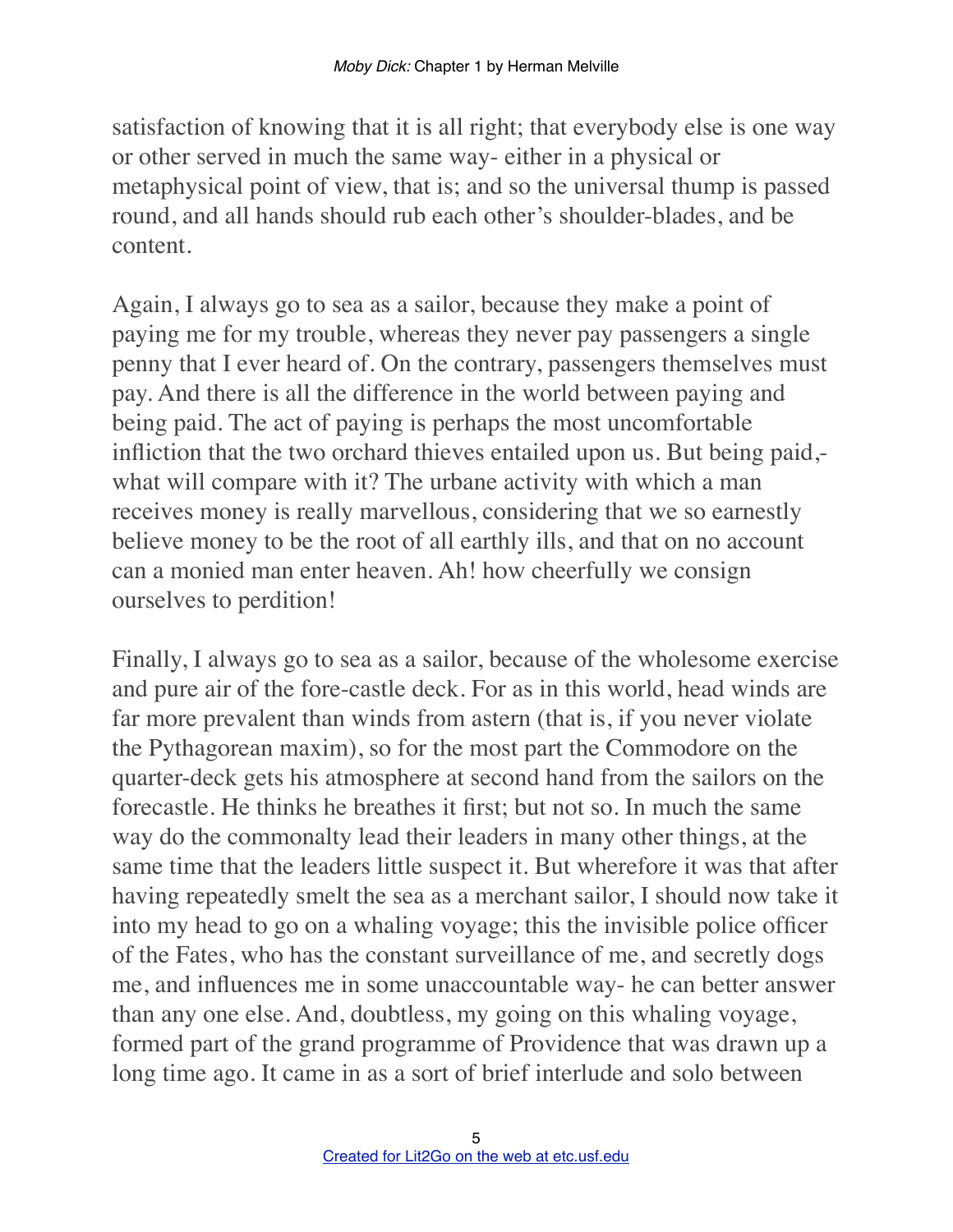satisfaction of knowing that it is all right; that everybody else is one way or other served in much the same way- either in a physical or metaphysical point of view, that is; and so the universal thump is passed round, and all hands should rub each other's shoulder-blades, and be content.

Again, I always go to sea as a sailor, because they make a point of paying me for my trouble, whereas they never pay passengers a single penny that I ever heard of. On the contrary, passengers themselves must pay. And there is all the difference in the world between paying and being paid. The act of paying is perhaps the most uncomfortable infliction that the two orchard thieves entailed upon us. But being paid,- what will compare with it? The urbane activity with which a man receives money is really marvellous, considering that we so earnestly believe money to be the root of all earthly ills, and that on no account can a monied man enter heaven. Ah! how cheerfully we consign ourselves to perdition!

Finally, I always go to sea as a sailor, because of the wholesome exercise and pure air of the fore-castle deck. For as in this world, head winds are far more prevalent than winds from astern (that is, if you never violate the Pythagorean maxim), so for the most part the Commodore on the quarter-deck gets his atmosphere at second hand from the sailors on the forecastle. He thinks he breathes it first; but not so. In much the same way do the commonalty lead their leaders in many other things, at the same time that the leaders little suspect it. But wherefore it was that after having repeatedly smelt the sea as a merchant sailor, I should now take it into my head to go on a whaling voyage; this the invisible police officer of the Fates, who has the constant surveillance of me, and secretly dogs me, and influences me in some unaccountable way- he can better answer than any one else. And, doubtless, my going on this whaling voyage, formed part of the grand programme of Providence that was drawn up a long time ago. It came in as a sort of brief interlude and solo between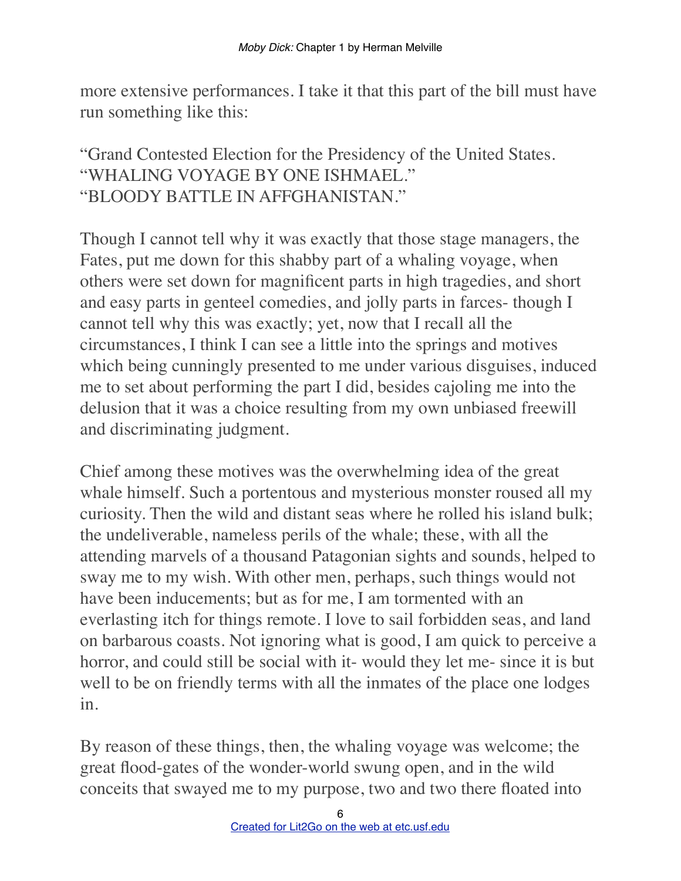more extensive performances. I take it that this part of the bill must have run something like this:

"Grand Contested Election for the Presidency of the United States.
"WHALING VOYAGE BY ONE ISHMAEL."
"BLOODY BATTLE IN AFFGHANISTAN."

Though I cannot tell why it was exactly that those stage managers, the Fates, put me down for this shabby part of a whaling voyage, when others were set down for magnificent parts in high tragedies, and short and easy parts in genteel comedies, and jolly parts in farces- though I cannot tell why this was exactly; yet, now that I recall all the circumstances, I think I can see a little into the springs and motives which being cunningly presented to me under various disguises, induced me to set about performing the part I did, besides cajoling me into the delusion that it was a choice resulting from my own unbiased freewill and discriminating judgment.

Chief among these motives was the overwhelming idea of the great whale himself. Such a portentous and mysterious monster roused all my curiosity. Then the wild and distant seas where he rolled his island bulk; the undeliverable, nameless perils of the whale; these, with all the attending marvels of a thousand Patagonian sights and sounds, helped to sway me to my wish. With other men, perhaps, such things would not have been inducements; but as for me, I am tormented with an everlasting itch for things remote. I love to sail forbidden seas, and land on barbarous coasts. Not ignoring what is good, I am quick to perceive a horror, and could still be social with it- would they let me- since it is but well to be on friendly terms with all the inmates of the place one lodges in.

By reason of these things, then, the whaling voyage was welcome; the great flood-gates of the wonder-world swung open, and in the wild conceits that swayed me to my purpose, two and two there floated into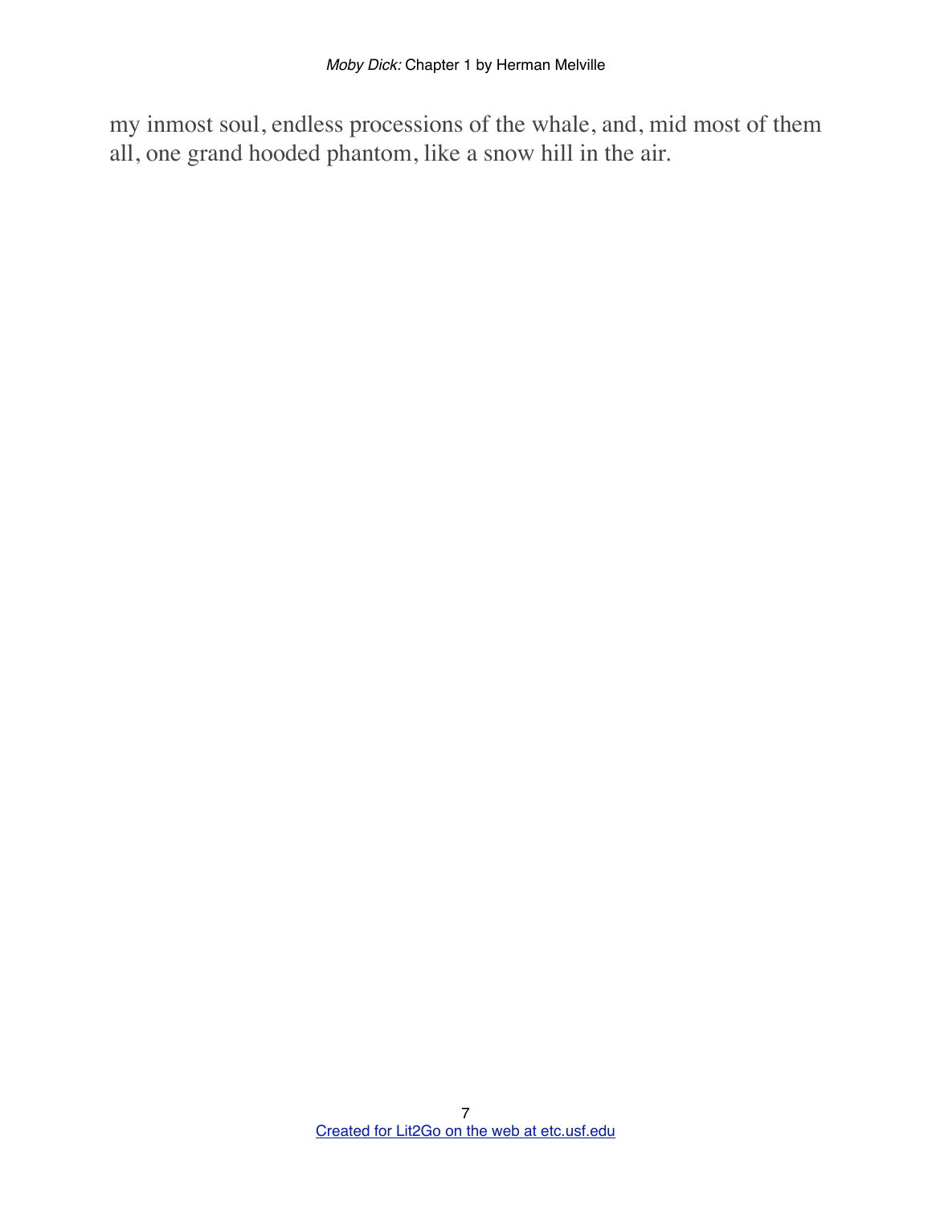my inmost soul, endless processions of the whale, and, mid most of them all, one grand hooded phantom, like a snow hill in the air.